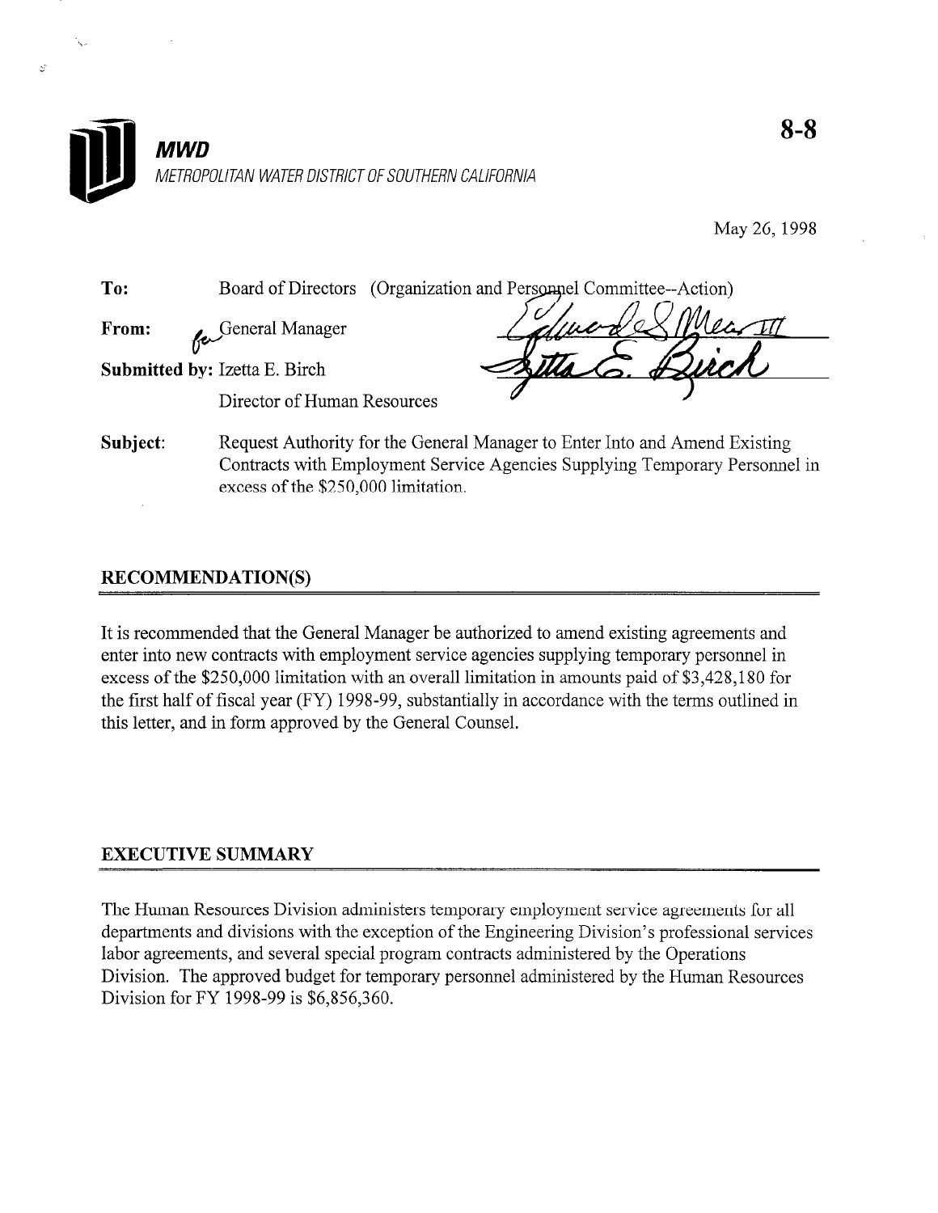8-8

**MWD**

*METROPOLITAN WATER DISTRICT OF SOUTHERN CALIFORNIA*

May 26, 1998

**To:** Board of Directors (Organization and Personnel Committee--Action)

**From:** General Manager

**Submitted by:** Izetta E. Birch
Director of Human Resources

**Subject:** Request Authority for the General Manager to Enter Into and Amend Existing Contracts with Employment Service Agencies Supplying Temporary Personnel in excess of the $250,000 limitation.

## RECOMMENDATION(S)

It is recommended that the General Manager be authorized to amend existing agreements and enter into new contracts with employment service agencies supplying temporary personnel in excess of the $250,000 limitation with an overall limitation in amounts paid of $3,428,180 for the first half of fiscal year (FY) 1998-99, substantially in accordance with the terms outlined in this letter, and in form approved by the General Counsel.

## EXECUTIVE SUMMARY

The Human Resources Division administers temporary employment service agreements for all departments and divisions with the exception of the Engineering Division's professional services labor agreements, and several special program contracts administered by the Operations Division. The approved budget for temporary personnel administered by the Human Resources Division for FY 1998-99 is $6,856,360.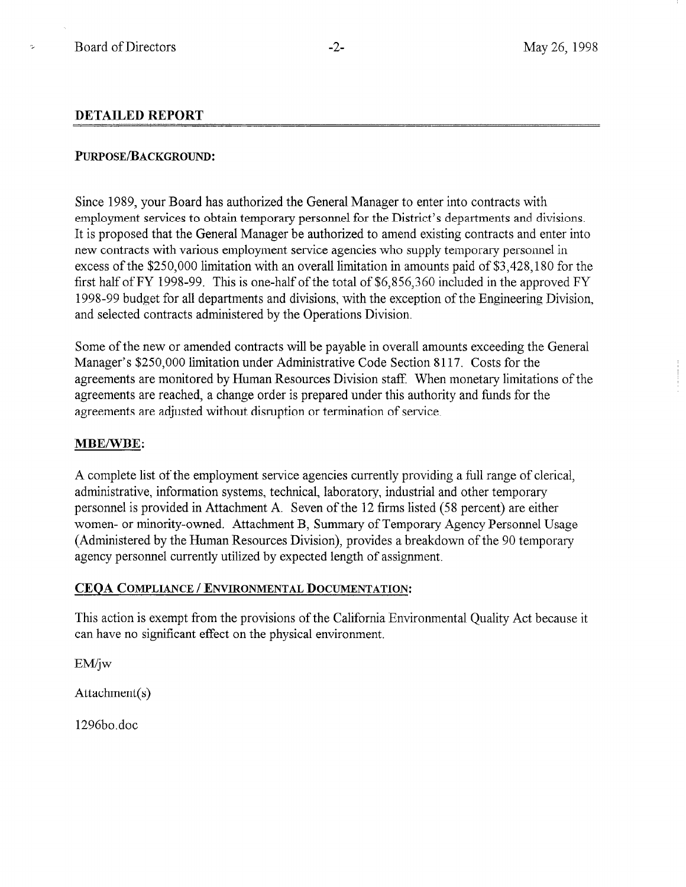## DETAILED REPORT

### PURPOSE/BACKGROUND:

Since 1989, your Board has authorized the General Manager to enter into contracts with employment services to obtain temporary personnel for the District's departments and divisions. It is proposed that the General Manager be authorized to amend existing contracts and enter into new contracts with various employment service agencies who supply temporary personnel in excess of the $250,000 limitation with an overall limitation in amounts paid of $3,428,180 for the first half of FY 1998-99. This is one-half of the total of $6,856,360 included in the approved FY 1998-99 budget for all departments and divisions, with the exception of the Engineering Division, and selected contracts administered by the Operations Division.

Some of the new or amended contracts will be payable in overall amounts exceeding the General Manager's $250,000 limitation under Administrative Code Section 8117. Costs for the agreements are monitored by Human Resources Division staff. When monetary limitations of the agreements are reached, a change order is prepared under this authority and funds for the agreements are adjusted without disruption or termination of service.

### MBE/WBE:

A complete list of the employment service agencies currently providing a full range of clerical, administrative, information systems, technical, laboratory, industrial and other temporary personnel is provided in Attachment A. Seven of the 12 firms listed (58 percent) are either women- or minority-owned. Attachment B, Summary of Temporary Agency Personnel Usage (Administered by the Human Resources Division), provides a breakdown of the 90 temporary agency personnel currently utilized by expected length of assignment.

### CEQA COMPLIANCE / ENVIRONMENTAL DOCUMENTATION:

This action is exempt from the provisions of the California Environmental Quality Act because it can have no significant effect on the physical environment.

EM/jw

Attachment(s)

1296bo.doc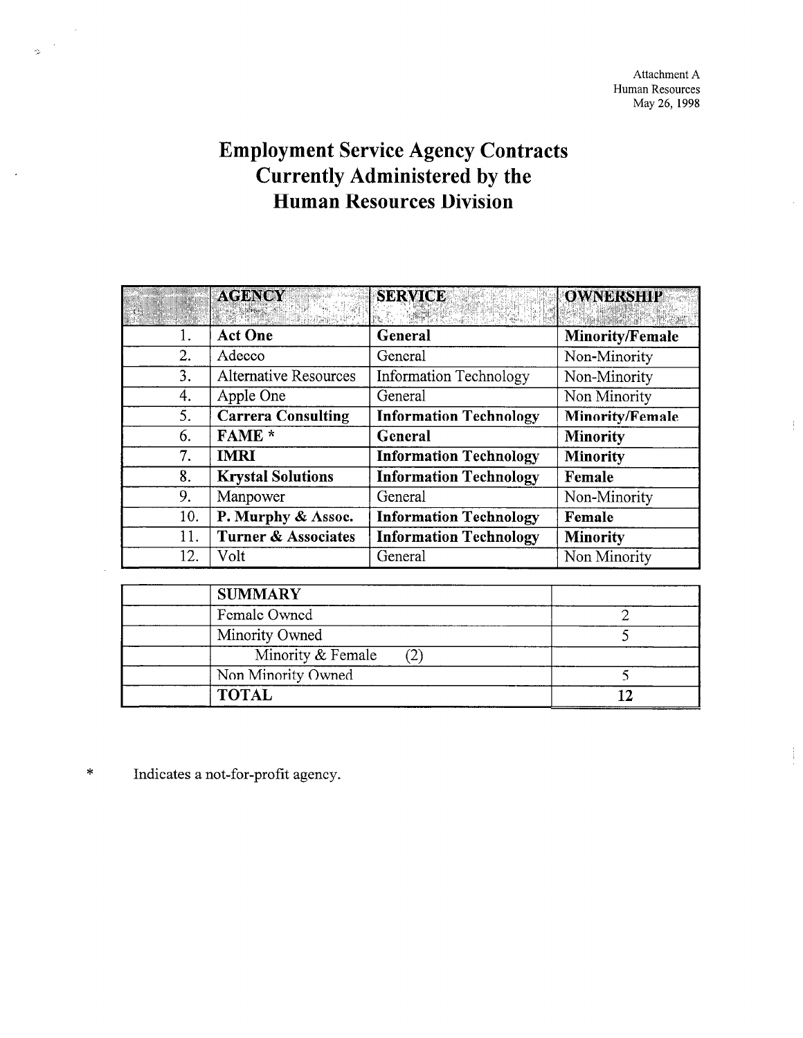Attachment A
Human Resources
May 26, 1998

# Employment Service Agency Contracts Currently Administered by the Human Resources Division

| | AGENCY | SERVICE | OWNERSHIP |
|---|---|---|---|
| 1. | **Act One** | **General** | **Minority/Female** |
| 2. | Adecco | General | Non-Minority |
| 3. | Alternative Resources | Information Technology | Non-Minority |
| 4. | Apple One | General | Non Minority |
| 5. | **Carrera Consulting** | **Information Technology** | **Minority/Female** |
| 6. | **FAME *** | **General** | **Minority** |
| 7. | **IMRI** | **Information Technology** | **Minority** |
| 8. | **Krystal Solutions** | **Information Technology** | **Female** |
| 9. | Manpower | General | Non-Minority |
| 10. | **P. Murphy & Assoc.** | **Information Technology** | **Female** |
| 11. | **Turner & Associates** | **Information Technology** | **Minority** |
| 12. | Volt | General | Non Minority |

| | SUMMARY | |
|---|---|---|
| | Female Owned | 2 |
| | Minority Owned | 5 |
| | Minority & Female (2) | |
| | Non Minority Owned | 5 |
| | **TOTAL** | **12** |

* Indicates a not-for-profit agency.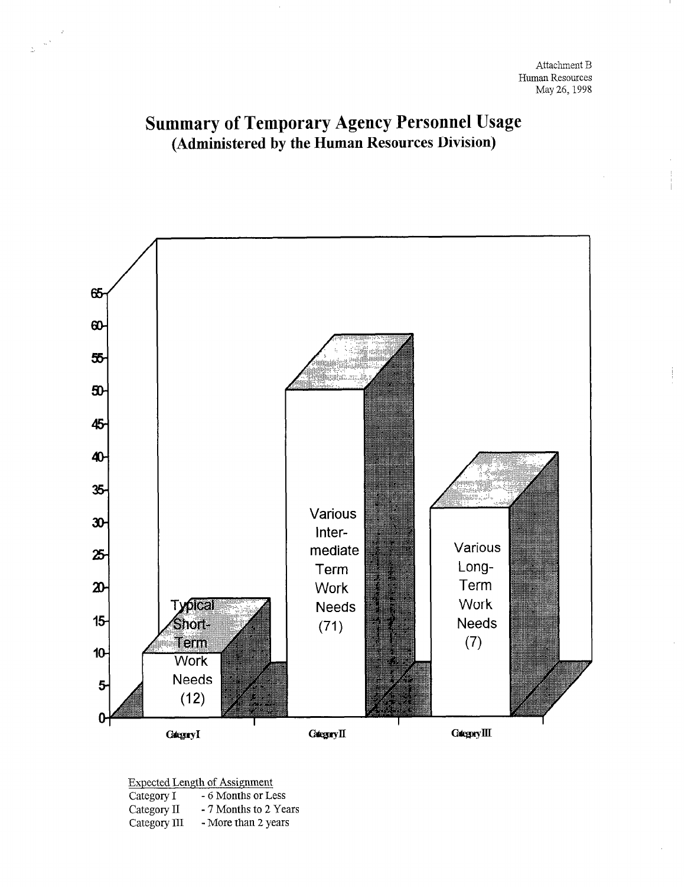Attachment B
Human Resources
May 26, 1998

# Summary of Temporary Agency Personnel Usage
## (Administered by the Human Resources Division)

65
60
55
50
45
40
35
30
25
20
15
10
5
0

Typical Short-Term Work Needs (12)

Various Inter-mediate Term Work Needs (71)

Various Long-Term Work Needs (7)

Category I
Category II
Category III

<u>Expected Length of Assignment</u>

Category I - 6 Months or Less
Category II - 7 Months to 2 Years
Category III - More than 2 years